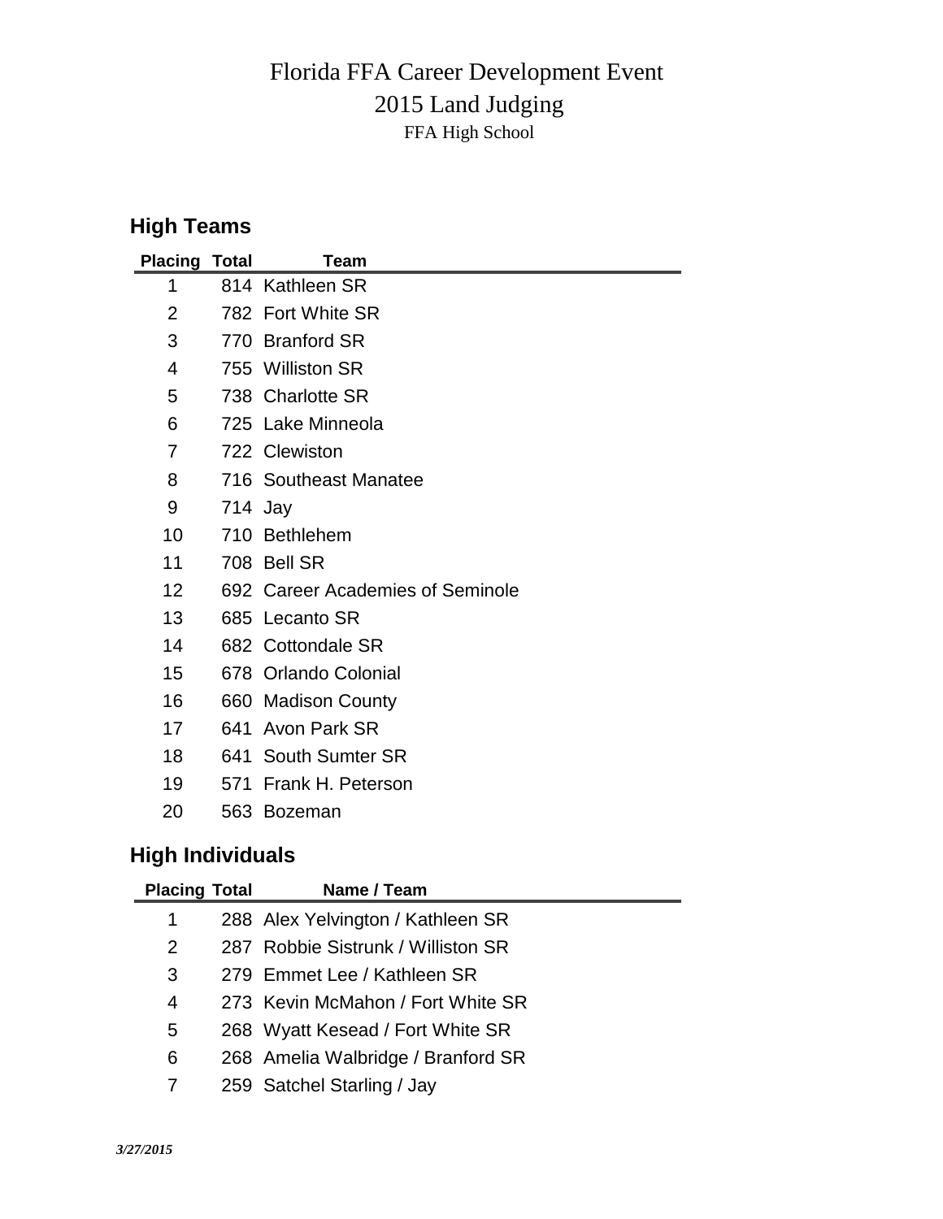# Florida FFA Career Development Event

## 2015 Land Judging

FFA High School

### High Teams

| Placing | Total | Team |
|---|---|---|
| 1 | 814 | Kathleen SR |
| 2 | 782 | Fort White SR |
| 3 | 770 | Branford SR |
| 4 | 755 | Williston SR |
| 5 | 738 | Charlotte SR |
| 6 | 725 | Lake Minneola |
| 7 | 722 | Clewiston |
| 8 | 716 | Southeast Manatee |
| 9 | 714 | Jay |
| 10 | 710 | Bethlehem |
| 11 | 708 | Bell SR |
| 12 | 692 | Career Academies of Seminole |
| 13 | 685 | Lecanto SR |
| 14 | 682 | Cottondale SR |
| 15 | 678 | Orlando Colonial |
| 16 | 660 | Madison County |
| 17 | 641 | Avon Park SR |
| 18 | 641 | South Sumter SR |
| 19 | 571 | Frank H. Peterson |
| 20 | 563 | Bozeman |

### High Individuals

| Placing | Total | Name / Team |
|---|---|---|
| 1 | 288 | Alex Yelvington / Kathleen SR |
| 2 | 287 | Robbie Sistrunk / Williston SR |
| 3 | 279 | Emmet Lee / Kathleen SR |
| 4 | 273 | Kevin McMahon / Fort White SR |
| 5 | 268 | Wyatt Kesead / Fort White SR |
| 6 | 268 | Amelia Walbridge / Branford SR |
| 7 | 259 | Satchel Starling / Jay |

*3/27/2015*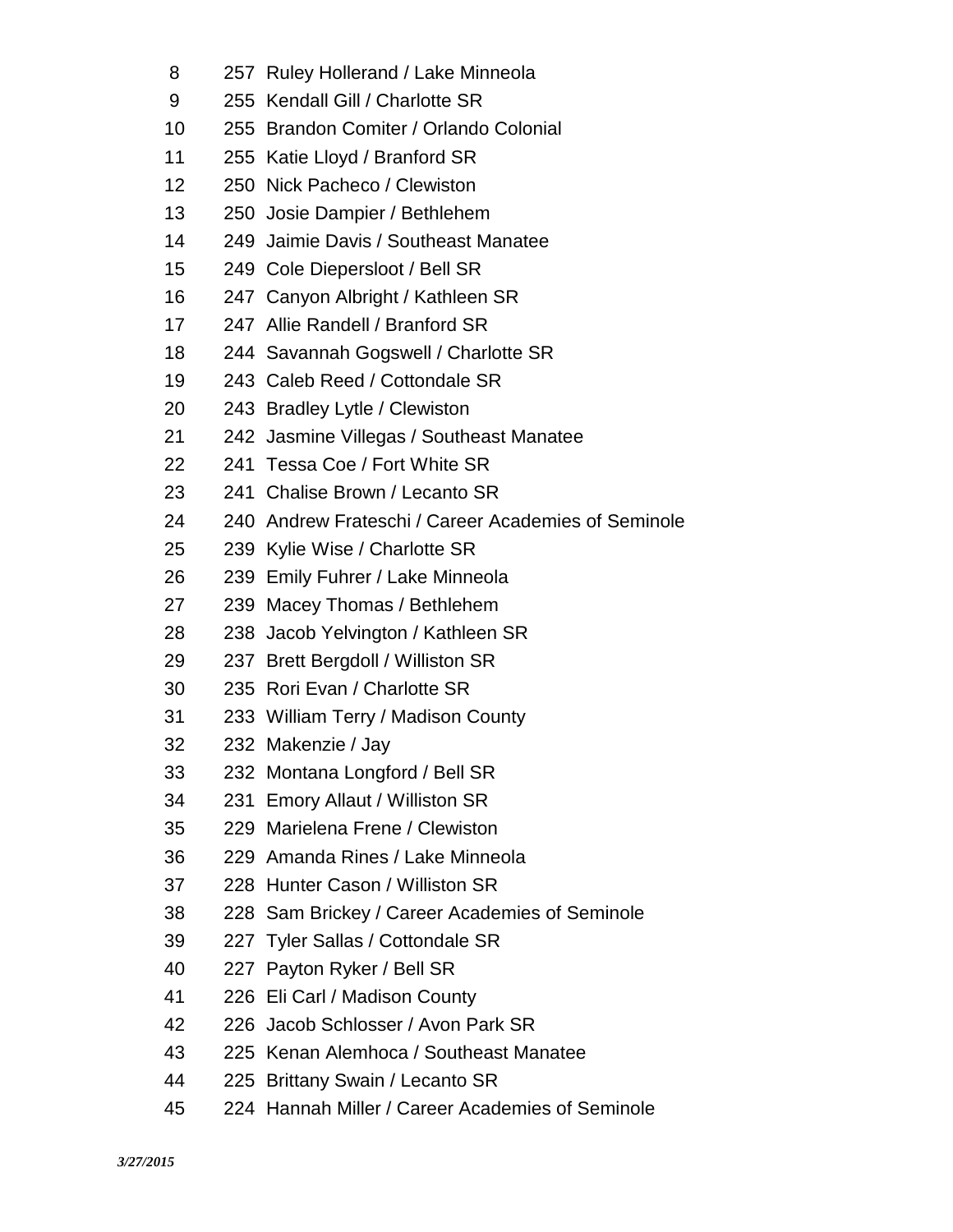| | | |
|---|---|---|
| 8 | 257 | Ruley Hollerand / Lake Minneola |
| 9 | 255 | Kendall Gill / Charlotte SR |
| 10 | 255 | Brandon Comiter / Orlando Colonial |
| 11 | 255 | Katie Lloyd / Branford SR |
| 12 | 250 | Nick Pacheco / Clewiston |
| 13 | 250 | Josie Dampier / Bethlehem |
| 14 | 249 | Jaimie Davis / Southeast Manatee |
| 15 | 249 | Cole Diepersloot / Bell SR |
| 16 | 247 | Canyon Albright / Kathleen SR |
| 17 | 247 | Allie Randell / Branford SR |
| 18 | 244 | Savannah Gogswell / Charlotte SR |
| 19 | 243 | Caleb Reed / Cottondale SR |
| 20 | 243 | Bradley Lytle / Clewiston |
| 21 | 242 | Jasmine Villegas / Southeast Manatee |
| 22 | 241 | Tessa Coe / Fort White SR |
| 23 | 241 | Chalise Brown / Lecanto SR |
| 24 | 240 | Andrew Frateschi / Career Academies of Seminole |
| 25 | 239 | Kylie Wise / Charlotte SR |
| 26 | 239 | Emily Fuhrer / Lake Minneola |
| 27 | 239 | Macey Thomas / Bethlehem |
| 28 | 238 | Jacob Yelvington / Kathleen SR |
| 29 | 237 | Brett Bergdoll / Williston SR |
| 30 | 235 | Rori Evan / Charlotte SR |
| 31 | 233 | William Terry / Madison County |
| 32 | 232 | Makenzie / Jay |
| 33 | 232 | Montana Longford / Bell SR |
| 34 | 231 | Emory Allaut / Williston SR |
| 35 | 229 | Marielena Frene / Clewiston |
| 36 | 229 | Amanda Rines / Lake Minneola |
| 37 | 228 | Hunter Cason / Williston SR |
| 38 | 228 | Sam Brickey / Career Academies of Seminole |
| 39 | 227 | Tyler Sallas / Cottondale SR |
| 40 | 227 | Payton Ryker / Bell SR |
| 41 | 226 | Eli Carl / Madison County |
| 42 | 226 | Jacob Schlosser / Avon Park SR |
| 43 | 225 | Kenan Alemhoca / Southeast Manatee |
| 44 | 225 | Brittany Swain / Lecanto SR |
| 45 | 224 | Hannah Miller / Career Academies of Seminole |

*3/27/2015*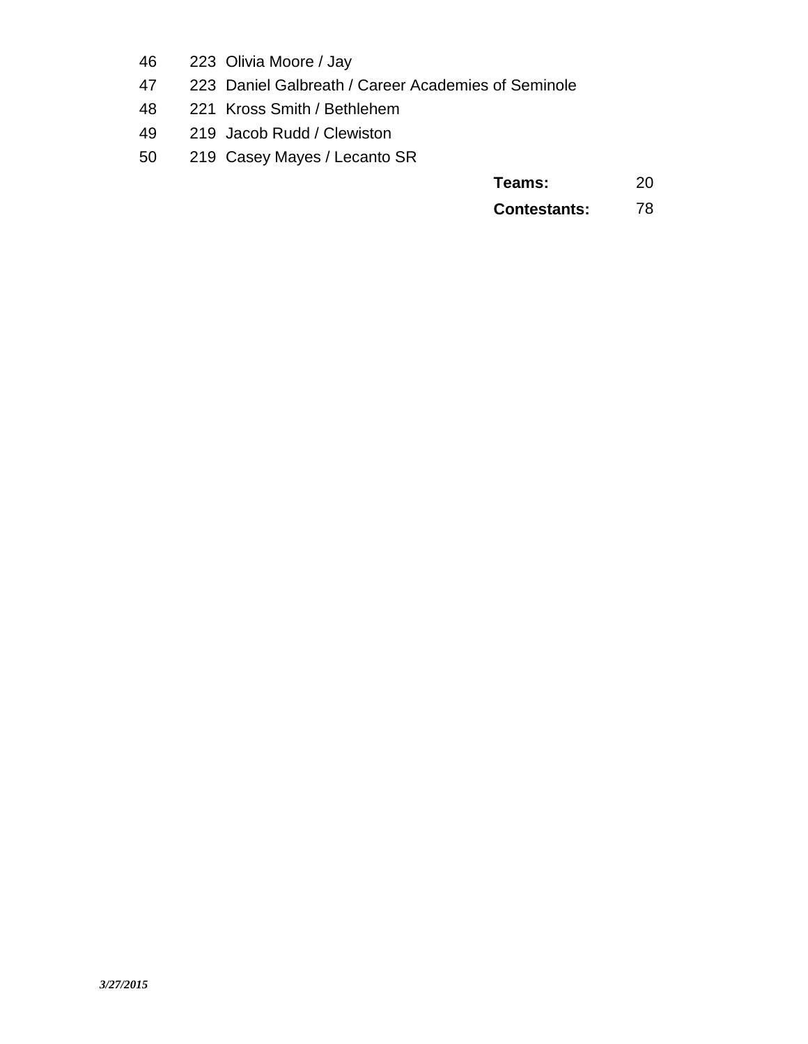| | | |
|---|---|---|
| 46 | 223 | Olivia Moore / Jay |
| 47 | 223 | Daniel Galbreath / Career Academies of Seminole |
| 48 | 221 | Kross Smith / Bethlehem |
| 49 | 219 | Jacob Rudd / Clewiston |
| 50 | 219 | Casey Mayes / Lecanto SR |

**Teams:** 20

**Contestants:** 78

*3/27/2015*